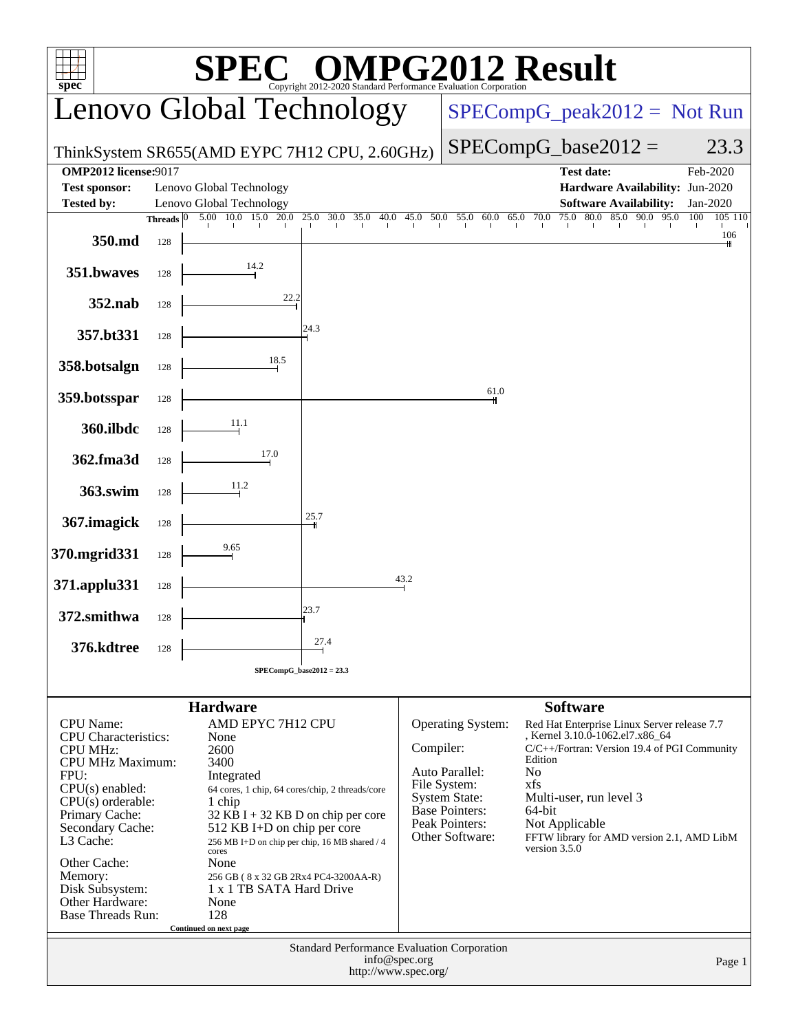# SPEC OMPG2012 Result

Copyright 2012-2020 Standard Performance Evaluation Corporation

## Lenovo Global Technology

ThinkSystem SR655(AMD EYPC 7H12 CPU, 2.60GHz)

SPECompG_peak2012 = Not Run

SPECompG_base2012 = 23.3

| | | | |
|---|---|---|---|
| **OMP2012 license:** 9017 | | **Test date:** | Feb-2020 |
| **Test sponsor:** | Lenovo Global Technology | **Hardware Availability:** | Jun-2020 |
| **Tested by:** | Lenovo Global Technology | **Software Availability:** | Jan-2020 |

| Benchmark | Threads | Base Ratio |
|---|---|---|
| 350.md | 128 | 106 |
| 351.bwaves | 128 | 14.2 |
| 352.nab | 128 | 22.2 |
| 357.bt331 | 128 | 24.3 |
| 358.botsalgn | 128 | 18.5 |
| 359.botsspar | 128 | 61.0 |
| 360.ilbdc | 128 | 11.1 |
| 362.fma3d | 128 | 17.0 |
| 363.swim | 128 | 11.2 |
| 367.imagick | 128 | 25.7 |
| 370.mgrid331 | 128 | 9.65 |
| 371.applu331 | 128 | 43.2 |
| 372.smithwa | 128 | 23.7 |
| 376.kdtree | 128 | 27.4 |

SPECompG_base2012 = 23.3

### Hardware

| | |
|---|---|
| CPU Name: | AMD EPYC 7H12 CPU |
| CPU Characteristics: | None |
| CPU MHz: | 2600 |
| CPU MHz Maximum: | 3400 |
| FPU: | Integrated |
| CPU(s) enabled: | 64 cores, 1 chip, 64 cores/chip, 2 threads/core |
| CPU(s) orderable: | 1 chip |
| Primary Cache: | 32 KB I + 32 KB D on chip per core |
| Secondary Cache: | 512 KB I+D on chip per core |
| L3 Cache: | 256 MB I+D on chip per chip, 16 MB shared / 4 cores |
| Other Cache: | None |
| Memory: | 256 GB ( 8 x 32 GB 2Rx4 PC4-3200AA-R) |
| Disk Subsystem: | 1 x 1 TB SATA Hard Drive |
| Other Hardware: | None |
| Base Threads Run: | 128 |

Continued on next page

### Software

| | |
|---|---|
| Operating System: | Red Hat Enterprise Linux Server release 7.7 , Kernel 3.10.0-1062.el7.x86_64 |
| Compiler: | C/C++/Fortran: Version 19.4 of PGI Community Edition |
| Auto Parallel: | No |
| File System: | xfs |
| System State: | Multi-user, run level 3 |
| Base Pointers: | 64-bit |
| Peak Pointers: | Not Applicable |
| Other Software: | FFTW library for AMD version 2.1, AMD LibM version 3.5.0 |

Standard Performance Evaluation Corporation
info@spec.org
http://www.spec.org/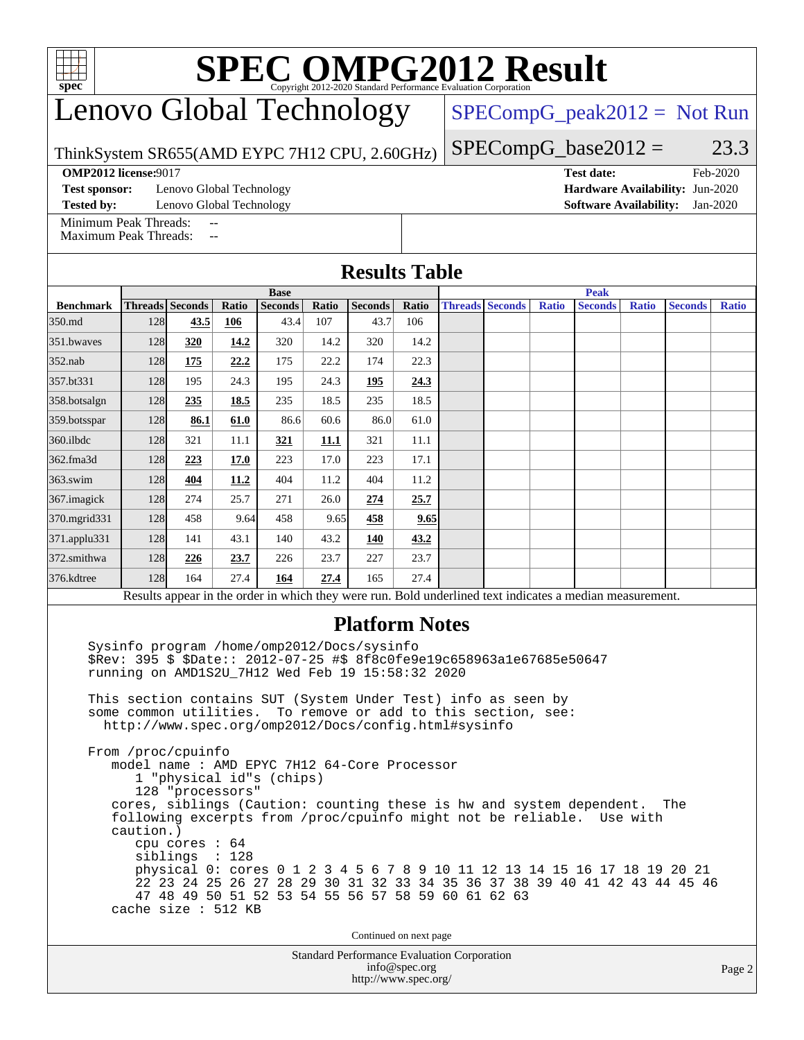# SPEC OMPG2012 Result

Copyright 2012-2020 Standard Performance Evaluation Corporation

# Lenovo Global Technology

SPECompG_peak2012 = Not Run

ThinkSystem SR655(AMD EYPC 7H12 CPU, 2.60GHz)

SPECompG_base2012 = 23.3

**OMP2012 license:** 9017 **Test date:** Feb-2020

**Test sponsor:** Lenovo Global Technology **Hardware Availability:** Jun-2020

**Tested by:** Lenovo Global Technology **Software Availability:** Jan-2020

Minimum Peak Threads: --
Maximum Peak Threads: --

## Results Table

| | Base | | | | | | | Peak | | | | | | |
|---|---|---|---|---|---|---|---|---|---|---|---|---|---|---|
| **Benchmark** | **Threads** | **Seconds** | **Ratio** | **Seconds** | **Ratio** | **Seconds** | **Ratio** | **Threads** | **Seconds** | **Ratio** | **Seconds** | **Ratio** | **Seconds** | **Ratio** |
| 350.md | 128 | **43.5** | **106** | 43.4 | 107 | 43.7 | 106 | | | | | | | |
| 351.bwaves | 128 | **320** | **14.2** | 320 | 14.2 | 320 | 14.2 | | | | | | | |
| 352.nab | 128 | **175** | **22.2** | 175 | 22.2 | 174 | 22.3 | | | | | | | |
| 357.bt331 | 128 | 195 | 24.3 | 195 | 24.3 | **195** | **24.3** | | | | | | | |
| 358.botsalgn | 128 | **235** | **18.5** | 235 | 18.5 | 235 | 18.5 | | | | | | | |
| 359.botsspar | 128 | **86.1** | **61.0** | 86.6 | 60.6 | 86.0 | 61.0 | | | | | | | |
| 360.ilbdc | 128 | 321 | 11.1 | **321** | **11.1** | 321 | 11.1 | | | | | | | |
| 362.fma3d | 128 | **223** | **17.0** | 223 | 17.0 | 223 | 17.1 | | | | | | | |
| 363.swim | 128 | **404** | **11.2** | 404 | 11.2 | 404 | 11.2 | | | | | | | |
| 367.imagick | 128 | 274 | 25.7 | 271 | 26.0 | **274** | **25.7** | | | | | | | |
| 370.mgrid331 | 128 | 458 | 9.64 | 458 | 9.65 | **458** | **9.65** | | | | | | | |
| 371.applu331 | 128 | 141 | 43.1 | 140 | 43.2 | **140** | **43.2** | | | | | | | |
| 372.smithwa | 128 | **226** | **23.7** | 226 | 23.7 | 227 | 23.7 | | | | | | | |
| 376.kdtree | 128 | 164 | 27.4 | **164** | **27.4** | 165 | 27.4 | | | | | | | |

Results appear in the order in which they were run. Bold underlined text indicates a median measurement.

## Platform Notes

```
Sysinfo program /home/omp2012/Docs/sysinfo
$Rev: 395 $ $Date:: 2012-07-25 #$ 8f8c0fe9e19c658963a1e67685e50647
running on AMD1S2U_7H12 Wed Feb 19 15:58:32 2020

This section contains SUT (System Under Test) info as seen by
some common utilities.  To remove or add to this section, see:
  http://www.spec.org/omp2012/Docs/config.html#sysinfo

From /proc/cpuinfo
   model name : AMD EPYC 7H12 64-Core Processor
      1 "physical id"s (chips)
      128 "processors"
   cores, siblings (Caution: counting these is hw and system dependent.  The
   following excerpts from /proc/cpuinfo might not be reliable.  Use with
   caution.)
      cpu cores : 64
      siblings  : 128
      physical 0: cores 0 1 2 3 4 5 6 7 8 9 10 11 12 13 14 15 16 17 18 19 20 21
      22 23 24 25 26 27 28 29 30 31 32 33 34 35 36 37 38 39 40 41 42 43 44 45 46
      47 48 49 50 51 52 53 54 55 56 57 58 59 60 61 62 63
   cache size : 512 KB
```

Continued on next page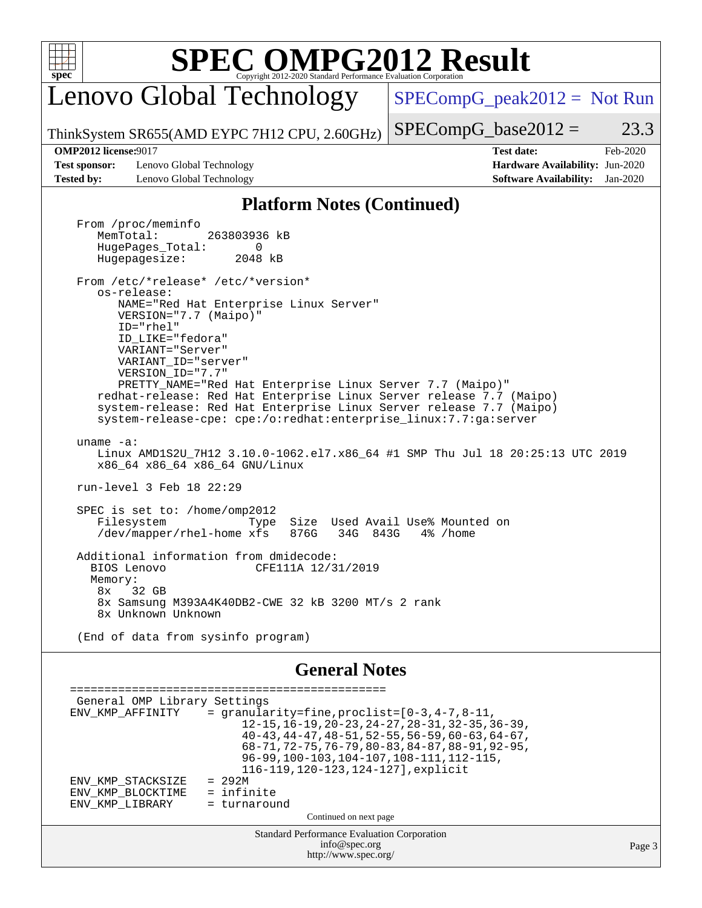# SPEC OMPG2012 Result

Copyright 2012-2020 Standard Performance Evaluation Corporation

## Lenovo Global Technology

ThinkSystem SR655(AMD EYPC 7H12 CPU, 2.60GHz)

SPECompG_peak2012 = Not Run

SPECompG_base2012 = 23.3

| | | | |
|---|---|---|---|
| **OMP2012 license:** | 9017 | **Test date:** | Feb-2020 |
| **Test sponsor:** | Lenovo Global Technology | **Hardware Availability:** | Jun-2020 |
| **Tested by:** | Lenovo Global Technology | **Software Availability:** | Jan-2020 |

## Platform Notes (Continued)

```
From /proc/meminfo
   MemTotal:       263803936 kB
   HugePages_Total:       0
   Hugepagesize:       2048 kB

From /etc/*release* /etc/*version*
   os-release:
      NAME="Red Hat Enterprise Linux Server"
      VERSION="7.7 (Maipo)"
      ID="rhel"
      ID_LIKE="fedora"
      VARIANT="Server"
      VARIANT_ID="server"
      VERSION_ID="7.7"
      PRETTY_NAME="Red Hat Enterprise Linux Server 7.7 (Maipo)"
   redhat-release: Red Hat Enterprise Linux Server release 7.7 (Maipo)
   system-release: Red Hat Enterprise Linux Server release 7.7 (Maipo)
   system-release-cpe: cpe:/o:redhat:enterprise_linux:7.7:ga:server

uname -a:
   Linux AMD1S2U_7H12 3.10.0-1062.el7.x86_64 #1 SMP Thu Jul 18 20:25:13 UTC 2019
   x86_64 x86_64 x86_64 GNU/Linux

run-level 3 Feb 18 22:29

SPEC is set to: /home/omp2012
   Filesystem            Type  Size  Used Avail Use% Mounted on
   /dev/mapper/rhel-home xfs   876G   34G  843G   4% /home

Additional information from dmidecode:
  BIOS Lenovo              CFE111A 12/31/2019
  Memory:
   8x   32 GB
   8x Samsung M393A4K40DB2-CWE 32 kB 3200 MT/s 2 rank
   8x Unknown Unknown

(End of data from sysinfo program)
```

## General Notes

```
==============================================
 General OMP Library Settings
 ENV_KMP_AFFINITY    = granularity=fine,proclist=[0-3,4-7,8-11,
                         12-15,16-19,20-23,24-27,28-31,32-35,36-39,
                         40-43,44-47,48-51,52-55,56-59,60-63,64-67,
                         68-71,72-75,76-79,80-83,84-87,88-91,92-95,
                         96-99,100-103,104-107,108-111,112-115,
                         116-119,120-123,124-127],explicit
 ENV_KMP_STACKSIZE   = 292M
 ENV_KMP_BLOCKTIME   = infinite
 ENV_KMP_LIBRARY     = turnaround
```

Continued on next page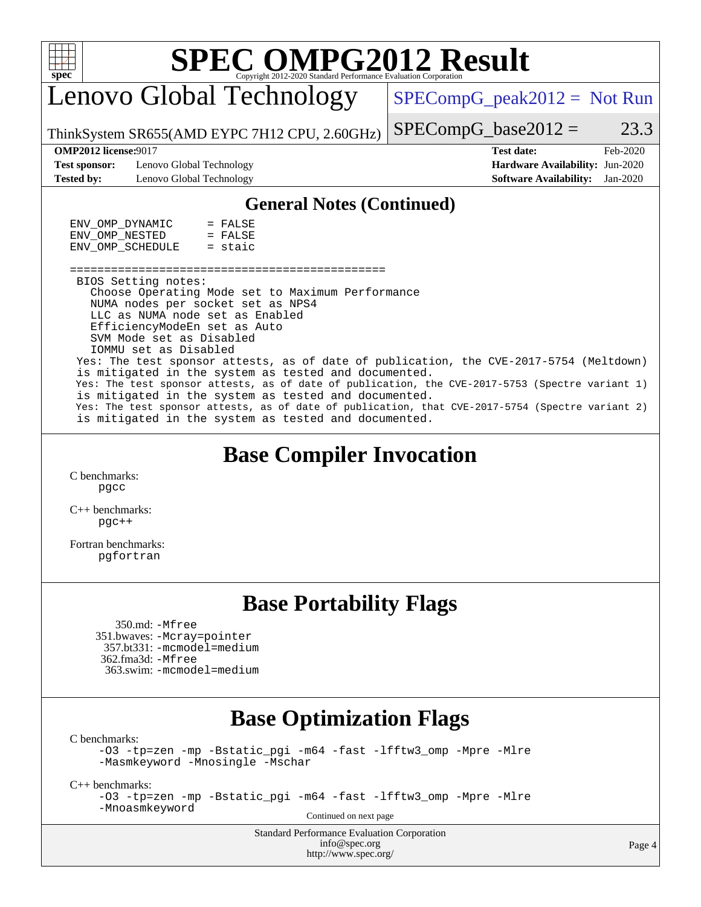# Lenovo Global Technology

ThinkSystem SR655(AMD EYPC 7H12 CPU, 2.60GHz)

SPECompG_peak2012 = Not Run

SPECompG_base2012 = 23.3

**OMP2012 license:** 9017
**Test sponsor:** Lenovo Global Technology
**Tested by:** Lenovo Global Technology

**Test date:** Feb-2020
**Hardware Availability:** Jun-2020
**Software Availability:** Jan-2020

## General Notes (Continued)

```
ENV_OMP_DYNAMIC     = FALSE
ENV_OMP_NESTED      = FALSE
ENV_OMP_SCHEDULE    = staic

==============================================
 BIOS Setting notes:
   Choose Operating Mode set to Maximum Performance
   NUMA nodes per socket set as NPS4
   LLC as NUMA node set as Enabled
   EfficiencyModeEn set as Auto
   SVM Mode set as Disabled
   IOMMU set as Disabled
 Yes: The test sponsor attests, as of date of publication, the CVE-2017-5754 (Meltdown)
 is mitigated in the system as tested and documented.
 Yes: The test sponsor attests, as of date of publication, the CVE-2017-5753 (Spectre variant 1)
 is mitigated in the system as tested and documented.
 Yes: The test sponsor attests, as of date of publication, that CVE-2017-5754 (Spectre variant 2)
 is mitigated in the system as tested and documented.
```

## Base Compiler Invocation

C benchmarks:
pgcc

C++ benchmarks:
pgc++

Fortran benchmarks:
pgfortran

## Base Portability Flags

350.md: -Mfree
351.bwaves: -Mcray=pointer
357.bt331: -mcmodel=medium
362.fma3d: -Mfree
363.swim: -mcmodel=medium

## Base Optimization Flags

C benchmarks:
-O3 -tp=zen -mp -Bstatic_pgi -m64 -fast -lfftw3_omp -Mpre -Mlre -Masmkeyword -Mnosingle -Mschar

C++ benchmarks:
-O3 -tp=zen -mp -Bstatic_pgi -m64 -fast -lfftw3_omp -Mpre -Mlre -Mnoasmkeyword

Continued on next page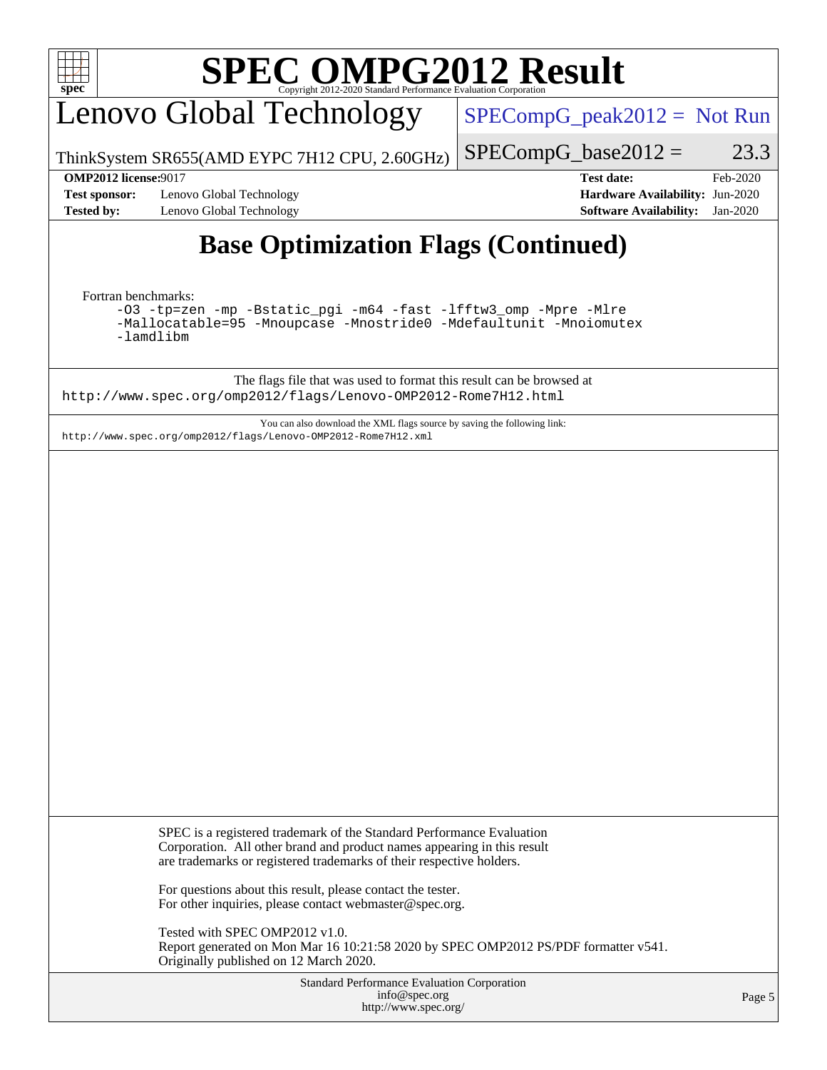# SPEC OMPG2012 Result

Copyright 2012-2020 Standard Performance Evaluation Corporation

## Lenovo Global Technology

ThinkSystem SR655(AMD EYPC 7H12 CPU, 2.60GHz)

SPECompG_peak2012 = Not Run

SPECompG_base2012 = 23.3

**OMP2012 license:** 9017
**Test sponsor:** Lenovo Global Technology
**Tested by:** Lenovo Global Technology

**Test date:** Feb-2020
**Hardware Availability:** Jun-2020
**Software Availability:** Jan-2020

## Base Optimization Flags (Continued)

Fortran benchmarks:

```
-O3 -tp=zen -mp -Bstatic_pgi -m64 -fast -lfftw3_omp -Mpre -Mlre
-Mallocatable=95 -Mnoupcase -Mnostride0 -Mdefaultunit -Mnoiomutex
-lamdlibm
```

The flags file that was used to format this result can be browsed at
http://www.spec.org/omp2012/flags/Lenovo-OMP2012-Rome7H12.html

You can also download the XML flags source by saving the following link:
http://www.spec.org/omp2012/flags/Lenovo-OMP2012-Rome7H12.xml

SPEC is a registered trademark of the Standard Performance Evaluation Corporation. All other brand and product names appearing in this result are trademarks or registered trademarks of their respective holders.

For questions about this result, please contact the tester.
For other inquiries, please contact webmaster@spec.org.

Tested with SPEC OMP2012 v1.0.
Report generated on Mon Mar 16 10:21:58 2020 by SPEC OMP2012 PS/PDF formatter v541.
Originally published on 12 March 2020.

Standard Performance Evaluation Corporation
info@spec.org
http://www.spec.org/